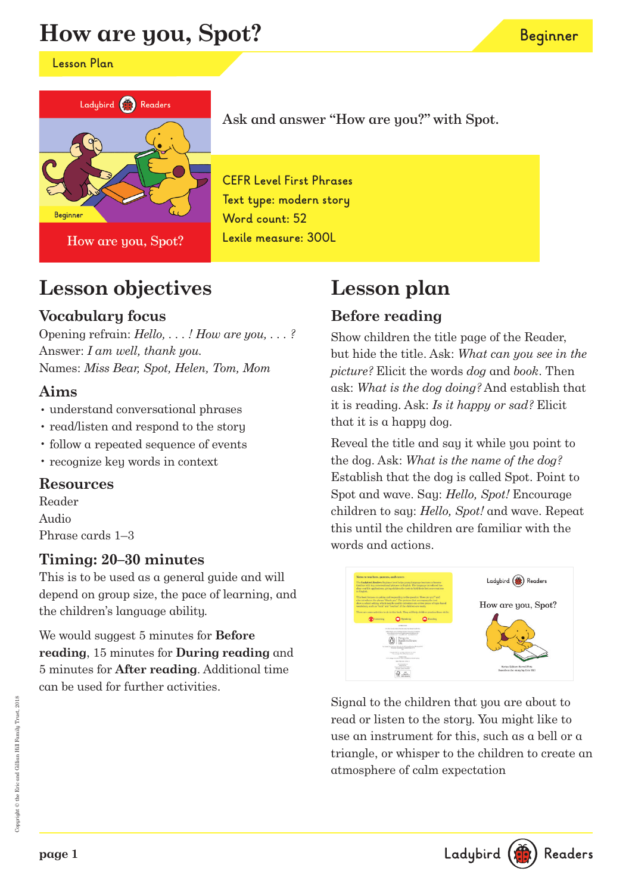# How are you, Spot?

Beginner

Lesson Plan

Ask and answer "How are you?" with Spot.

CEFR Level First Phrases
Text type: modern story
Word count: 52
Lexile measure: 300L

## Lesson objectives

### Vocabulary focus

Opening refrain: *Hello, . . . ! How are you, . . . ?*
Answer: *I am well, thank you.*
Names: *Miss Bear, Spot, Helen, Tom, Mom*

### Aims

- understand conversational phrases
- read/listen and respond to the story
- follow a repeated sequence of events
- recognize key words in context

### Resources

Reader
Audio
Phrase cards 1–3

### Timing: 20–30 minutes

This is to be used as a general guide and will depend on group size, the pace of learning, and the children's language ability.

We would suggest 5 minutes for **Before reading**, 15 minutes for **During reading** and 5 minutes for **After reading**. Additional time can be used for further activities.

## Lesson plan

### Before reading

Show children the title page of the Reader, but hide the title. Ask: *What can you see in the picture?* Elicit the words *dog* and *book*. Then ask: *What is the dog doing?* And establish that it is reading. Ask: *Is it happy or sad?* Elicit that it is a happy dog.

Reveal the title and say it while you point to the dog. Ask: *What is the name of the dog?* Establish that the dog is called Spot. Point to Spot and wave. Say: *Hello, Spot!* Encourage children to say: *Hello, Spot!* and wave. Repeat this until the children are familiar with the words and actions.

Signal to the children that you are about to read or listen to the story. You might like to use an instrument for this, such as a bell or a triangle, or whisper to the children to create an atmosphere of calm expectation

Copyright © the Eric and Gillian Hill Family Trust, 2018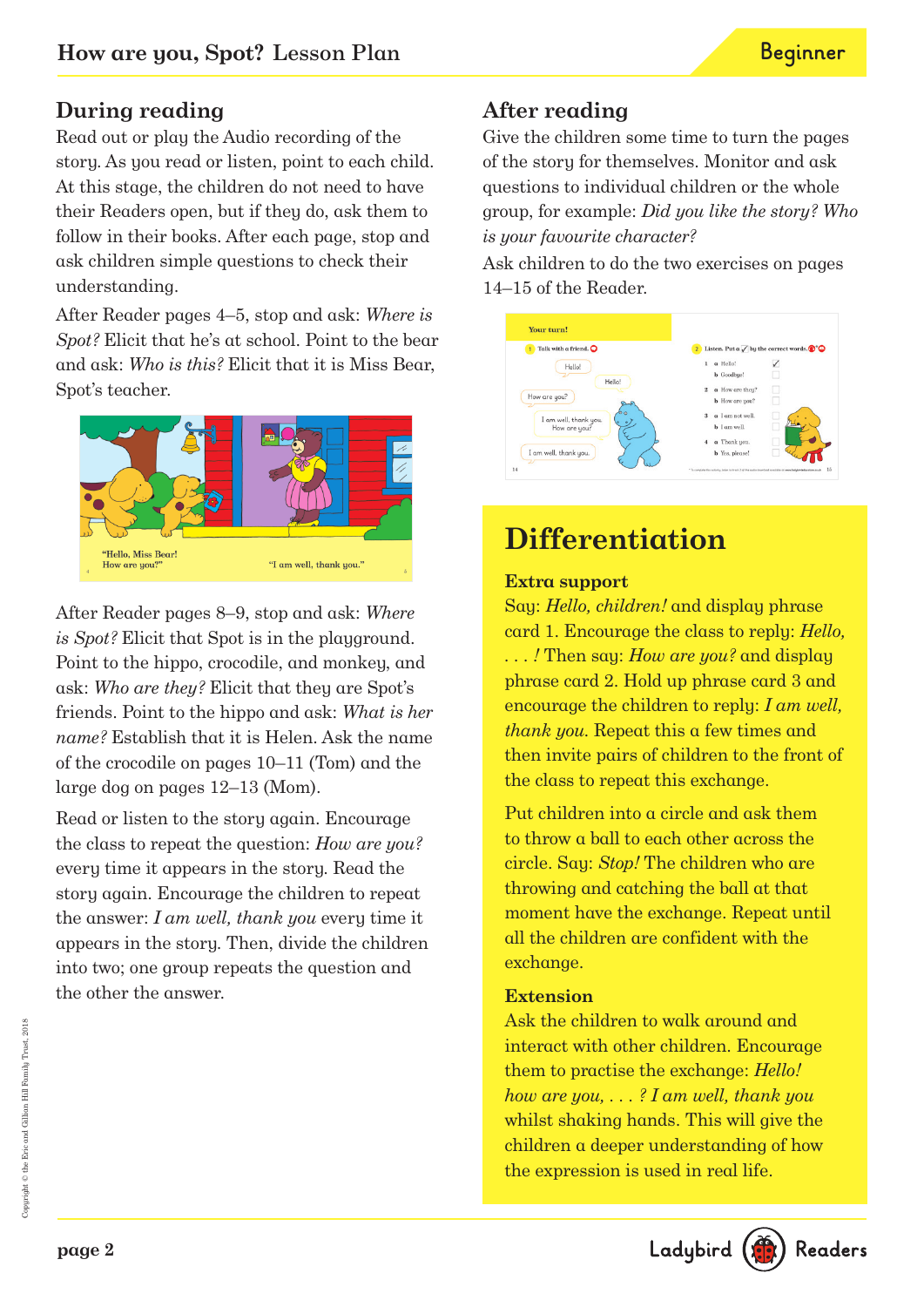## During reading

Read out or play the Audio recording of the story. As you read or listen, point to each child. At this stage, the children do not need to have their Readers open, but if they do, ask them to follow in their books. After each page, stop and ask children simple questions to check their understanding.

After Reader pages 4–5, stop and ask: *Where is Spot?* Elicit that he's at school. Point to the bear and ask: *Who is this?* Elicit that it is Miss Bear, Spot's teacher.

After Reader pages 8–9, stop and ask: *Where is Spot?* Elicit that Spot is in the playground. Point to the hippo, crocodile, and monkey, and ask: *Who are they?* Elicit that they are Spot's friends. Point to the hippo and ask: *What is her name?* Establish that it is Helen. Ask the name of the crocodile on pages 10–11 (Tom) and the large dog on pages 12–13 (Mom).

Read or listen to the story again. Encourage the class to repeat the question: *How are you?* every time it appears in the story. Read the story again. Encourage the children to repeat the answer: *I am well, thank you* every time it appears in the story. Then, divide the children into two; one group repeats the question and the other the answer.

## After reading

Give the children some time to turn the pages of the story for themselves. Monitor and ask questions to individual children or the whole group, for example: *Did you like the story? Who is your favourite character?*

Ask children to do the two exercises on pages 14–15 of the Reader.

## Differentiation

### Extra support

Say: *Hello, children!* and display phrase card 1. Encourage the class to reply: *Hello, . . . !* Then say: *How are you?* and display phrase card 2. Hold up phrase card 3 and encourage the children to reply: *I am well, thank you.* Repeat this a few times and then invite pairs of children to the front of the class to repeat this exchange.

Put children into a circle and ask them to throw a ball to each other across the circle. Say: *Stop!* The children who are throwing and catching the ball at that moment have the exchange. Repeat until all the children are confident with the exchange.

### Extension

Ask the children to walk around and interact with other children. Encourage them to practise the exchange: *Hello! how are you, . . . ? I am well, thank you* whilst shaking hands. This will give the children a deeper understanding of how the expression is used in real life.